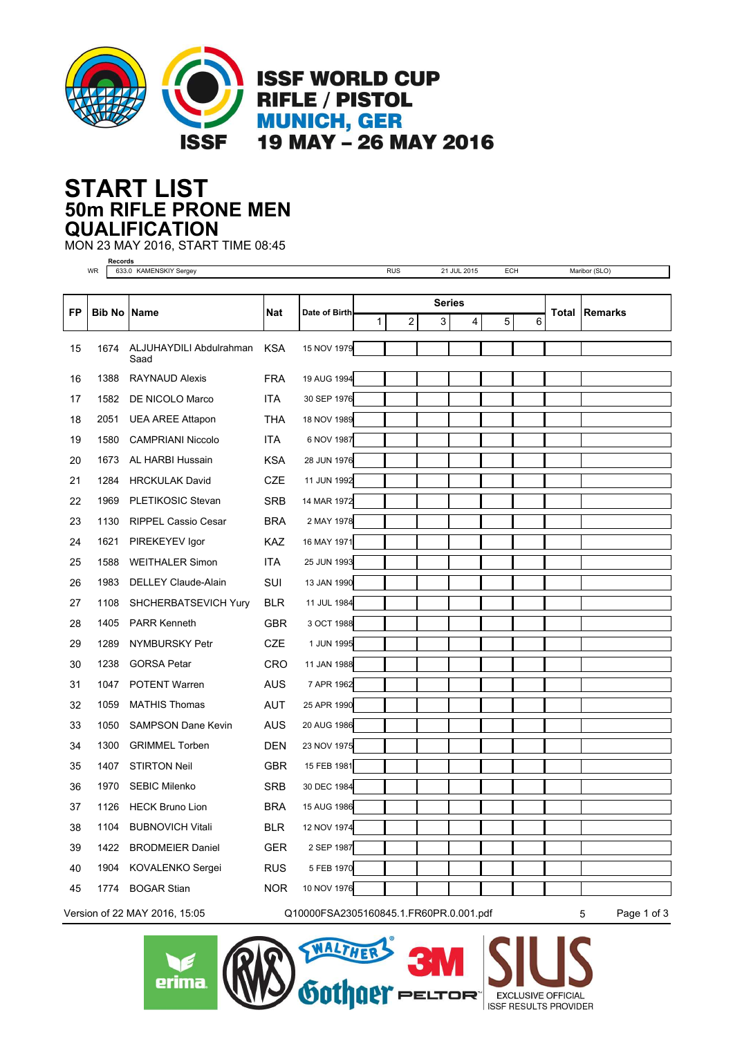# ISSF WORLD CUP RIFLE / PISTOL
## MUNICH, GER
## 19 MAY – 26 MAY 2016

# START LIST
## 50m RIFLE PRONE MEN
## QUALIFICATION

MON 23 MAY 2016, START TIME 08:45

**Records**

| | | | | | |
|---|---|---|---|---|---|
| WR | 633.0 KAMENSKIY Sergey | RUS | 21 JUL 2015 | ECH | Maribor (SLO) |

| FP | Bib No | Name | Nat | Date of Birth | Series | | | | | | Total | Remarks |
|---|---|---|---|---|---|---|---|---|---|---|---|---|
| | | | | | 1 | 2 | 3 | 4 | 5 | 6 | | |
| 15 | 1674 | ALJUHAYDILI Abdulrahman Saad | KSA | 15 NOV 1979 | | | | | | | | |
| 16 | 1388 | RAYNAUD Alexis | FRA | 19 AUG 1994 | | | | | | | | |
| 17 | 1582 | DE NICOLO Marco | ITA | 30 SEP 1976 | | | | | | | | |
| 18 | 2051 | UEA AREE Attapon | THA | 18 NOV 1989 | | | | | | | | |
| 19 | 1580 | CAMPRIANI Niccolo | ITA | 6 NOV 1987 | | | | | | | | |
| 20 | 1673 | AL HARBI Hussain | KSA | 28 JUN 1976 | | | | | | | | |
| 21 | 1284 | HRCKULAK David | CZE | 11 JUN 1992 | | | | | | | | |
| 22 | 1969 | PLETIKOSIC Stevan | SRB | 14 MAR 1972 | | | | | | | | |
| 23 | 1130 | RIPPEL Cassio Cesar | BRA | 2 MAY 1978 | | | | | | | | |
| 24 | 1621 | PIREKEYEV Igor | KAZ | 16 MAY 1971 | | | | | | | | |
| 25 | 1588 | WEITHALER Simon | ITA | 25 JUN 1993 | | | | | | | | |
| 26 | 1983 | DELLEY Claude-Alain | SUI | 13 JAN 1990 | | | | | | | | |
| 27 | 1108 | SHCHERBATSEVICH Yury | BLR | 11 JUL 1984 | | | | | | | | |
| 28 | 1405 | PARR Kenneth | GBR | 3 OCT 1988 | | | | | | | | |
| 29 | 1289 | NYMBURSKY Petr | CZE | 1 JUN 1995 | | | | | | | | |
| 30 | 1238 | GORSA Petar | CRO | 11 JAN 1988 | | | | | | | | |
| 31 | 1047 | POTENT Warren | AUS | 7 APR 1962 | | | | | | | | |
| 32 | 1059 | MATHIS Thomas | AUT | 25 APR 1990 | | | | | | | | |
| 33 | 1050 | SAMPSON Dane Kevin | AUS | 20 AUG 1986 | | | | | | | | |
| 34 | 1300 | GRIMMEL Torben | DEN | 23 NOV 1975 | | | | | | | | |
| 35 | 1407 | STIRTON Neil | GBR | 15 FEB 1981 | | | | | | | | |
| 36 | 1970 | SEBIC Milenko | SRB | 30 DEC 1984 | | | | | | | | |
| 37 | 1126 | HECK Bruno Lion | BRA | 15 AUG 1986 | | | | | | | | |
| 38 | 1104 | BUBNOVICH Vitali | BLR | 12 NOV 1974 | | | | | | | | |
| 39 | 1422 | BRODMEIER Daniel | GER | 2 SEP 1987 | | | | | | | | |
| 40 | 1904 | KOVALENKO Sergei | RUS | 5 FEB 1970 | | | | | | | | |
| 45 | 1774 | BOGAR Stian | NOR | 10 NOV 1976 | | | | | | | | |

Version of 22 MAY 2016, 15:05 Q10000FSA2305160845.1.FR60PR.0.001.pdf 5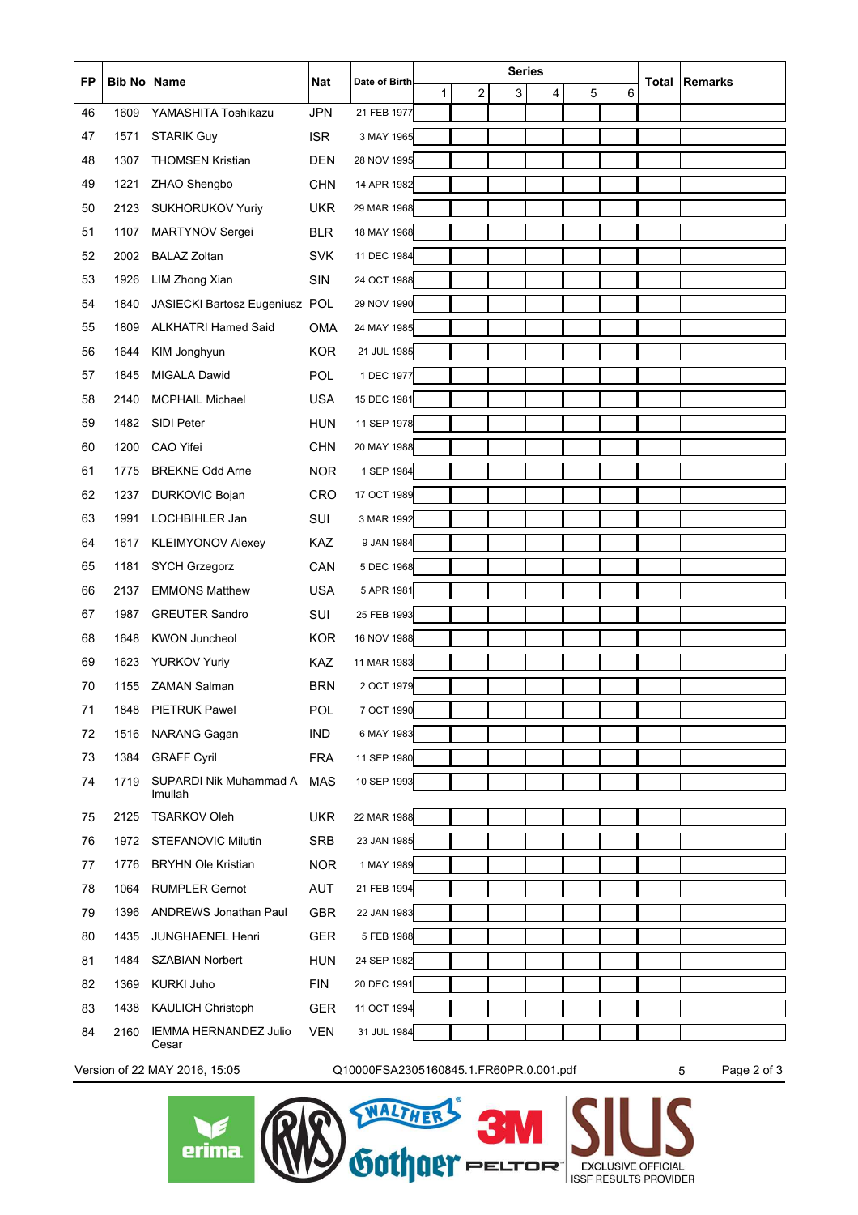| FP | Bib No | Name | Nat | Date of Birth | Series | | | | | | Total | Remarks |
|---|---|---|---|---|---|---|---|---|---|---|---|---|
| | | | | | 1 | 2 | 3 | 4 | 5 | 6 | | |
| 46 | 1609 | YAMASHITA Toshikazu | JPN | 21 FEB 1977 | | | | | | | | |
| 47 | 1571 | STARIK Guy | ISR | 3 MAY 1965 | | | | | | | | |
| 48 | 1307 | THOMSEN Kristian | DEN | 28 NOV 1995 | | | | | | | | |
| 49 | 1221 | ZHAO Shengbo | CHN | 14 APR 1982 | | | | | | | | |
| 50 | 2123 | SUKHORUKOV Yuriy | UKR | 29 MAR 1968 | | | | | | | | |
| 51 | 1107 | MARTYNOV Sergei | BLR | 18 MAY 1968 | | | | | | | | |
| 52 | 2002 | BALAZ Zoltan | SVK | 11 DEC 1984 | | | | | | | | |
| 53 | 1926 | LIM Zhong Xian | SIN | 24 OCT 1988 | | | | | | | | |
| 54 | 1840 | JASIECKI Bartosz Eugeniusz | POL | 29 NOV 1990 | | | | | | | | |
| 55 | 1809 | ALKHATRI Hamed Said | OMA | 24 MAY 1985 | | | | | | | | |
| 56 | 1644 | KIM Jonghyun | KOR | 21 JUL 1985 | | | | | | | | |
| 57 | 1845 | MIGALA Dawid | POL | 1 DEC 1977 | | | | | | | | |
| 58 | 2140 | MCPHAIL Michael | USA | 15 DEC 1981 | | | | | | | | |
| 59 | 1482 | SIDI Peter | HUN | 11 SEP 1978 | | | | | | | | |
| 60 | 1200 | CAO Yifei | CHN | 20 MAY 1988 | | | | | | | | |
| 61 | 1775 | BREKNE Odd Arne | NOR | 1 SEP 1984 | | | | | | | | |
| 62 | 1237 | DURKOVIC Bojan | CRO | 17 OCT 1989 | | | | | | | | |
| 63 | 1991 | LOCHBIHLER Jan | SUI | 3 MAR 1992 | | | | | | | | |
| 64 | 1617 | KLEIMYONOV Alexey | KAZ | 9 JAN 1984 | | | | | | | | |
| 65 | 1181 | SYCH Grzegorz | CAN | 5 DEC 1968 | | | | | | | | |
| 66 | 2137 | EMMONS Matthew | USA | 5 APR 1981 | | | | | | | | |
| 67 | 1987 | GREUTER Sandro | SUI | 25 FEB 1993 | | | | | | | | |
| 68 | 1648 | KWON Juncheol | KOR | 16 NOV 1988 | | | | | | | | |
| 69 | 1623 | YURKOV Yuriy | KAZ | 11 MAR 1983 | | | | | | | | |
| 70 | 1155 | ZAMAN Salman | BRN | 2 OCT 1979 | | | | | | | | |
| 71 | 1848 | PIETRUK Pawel | POL | 7 OCT 1990 | | | | | | | | |
| 72 | 1516 | NARANG Gagan | IND | 6 MAY 1983 | | | | | | | | |
| 73 | 1384 | GRAFF Cyril | FRA | 11 SEP 1980 | | | | | | | | |
| 74 | 1719 | SUPARDI Nik Muhammad A Imullah | MAS | 10 SEP 1993 | | | | | | | | |
| 75 | 2125 | TSARKOV Oleh | UKR | 22 MAR 1988 | | | | | | | | |
| 76 | 1972 | STEFANOVIC Milutin | SRB | 23 JAN 1985 | | | | | | | | |
| 77 | 1776 | BRYHN Ole Kristian | NOR | 1 MAY 1989 | | | | | | | | |
| 78 | 1064 | RUMPLER Gernot | AUT | 21 FEB 1994 | | | | | | | | |
| 79 | 1396 | ANDREWS Jonathan Paul | GBR | 22 JAN 1983 | | | | | | | | |
| 80 | 1435 | JUNGHAENEL Henri | GER | 5 FEB 1988 | | | | | | | | |
| 81 | 1484 | SZABIAN Norbert | HUN | 24 SEP 1982 | | | | | | | | |
| 82 | 1369 | KURKI Juho | FIN | 20 DEC 1991 | | | | | | | | |
| 83 | 1438 | KAULICH Christoph | GER | 11 OCT 1994 | | | | | | | | |
| 84 | 2160 | IEMMA HERNANDEZ Julio Cesar | VEN | 31 JUL 1984 | | | | | | | | |

Version of 22 MAY 2016, 15:05 Q10000FSA2305160845.1.FR60PR.0.001.pdf 5

EXCLUSIVE OFFICIAL ISSF RESULTS PROVIDER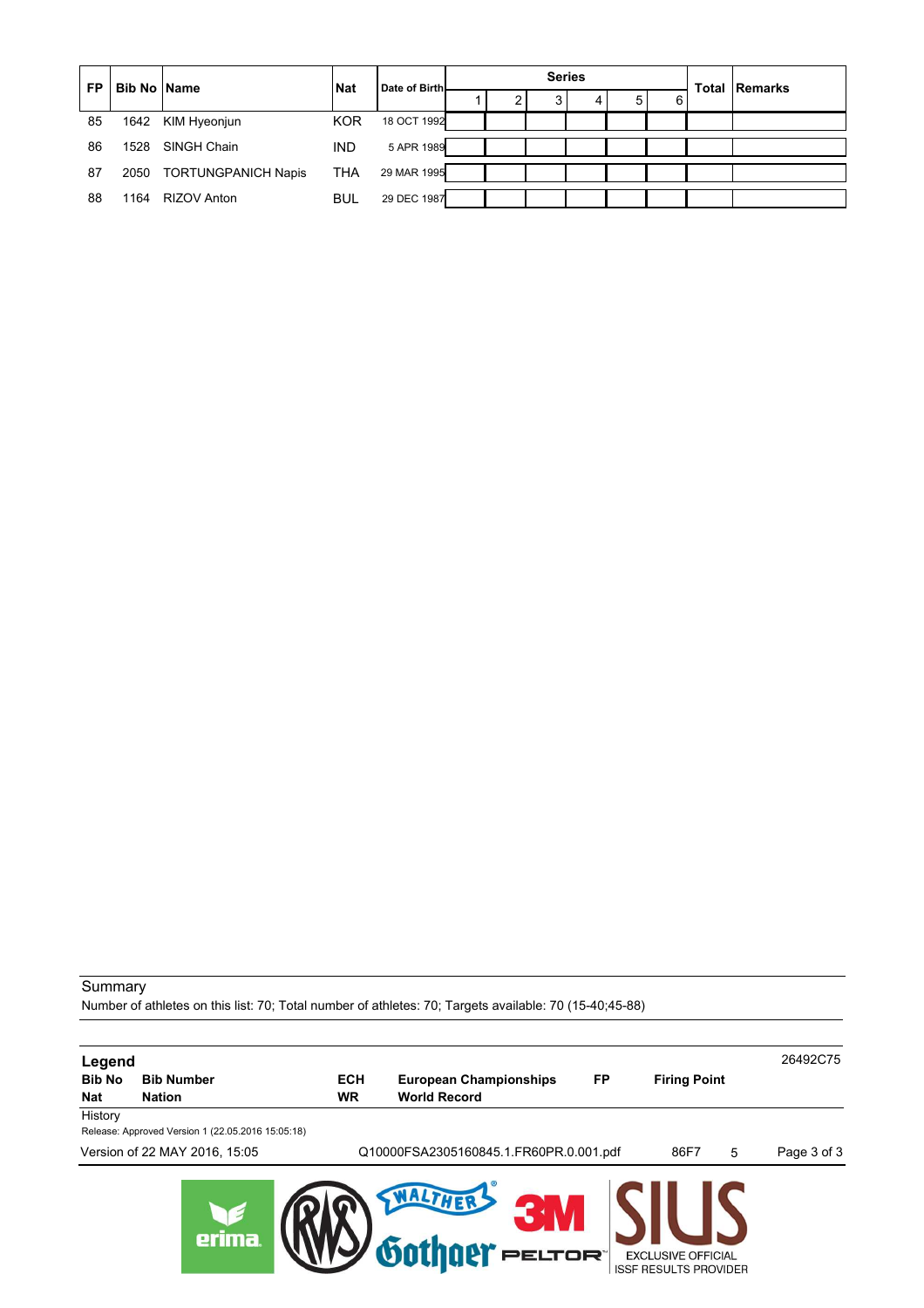| FP | Bib No | Name | Nat | Date of Birth | Series | | | | | | Total | Remarks |
|---|---|---|---|---|---|---|---|---|---|---|---|---|
| | | | | | 1 | 2 | 3 | 4 | 5 | 6 | | |
| 85 | 1642 | KIM Hyeonjun | KOR | 18 OCT 1992 | | | | | | | | |
| 86 | 1528 | SINGH Chain | IND | 5 APR 1989 | | | | | | | | |
| 87 | 2050 | TORTUNGPANICH Napis | THA | 29 MAR 1995 | | | | | | | | |
| 88 | 1164 | RIZOV Anton | BUL | 29 DEC 1987 | | | | | | | | |

Summary

Number of athletes on this list: 70; Total number of athletes: 70; Targets available: 70 (15-40;45-88)

**Legend**

26492C75

| | | | | | |
|---|---|---|---|---|---|
| **Bib No** | **Bib Number** | **ECH** | **European Championships** | **FP** | **Firing Point** |
| **Nat** | **Nation** | **WR** | **World Record** | | |

History

Release: Approved Version 1 (22.05.2016 15:05:18)

Version of 22 MAY 2016, 15:05    Q10000FSA2305160845.1.FR60PR.0.001.pdf    86F7    5